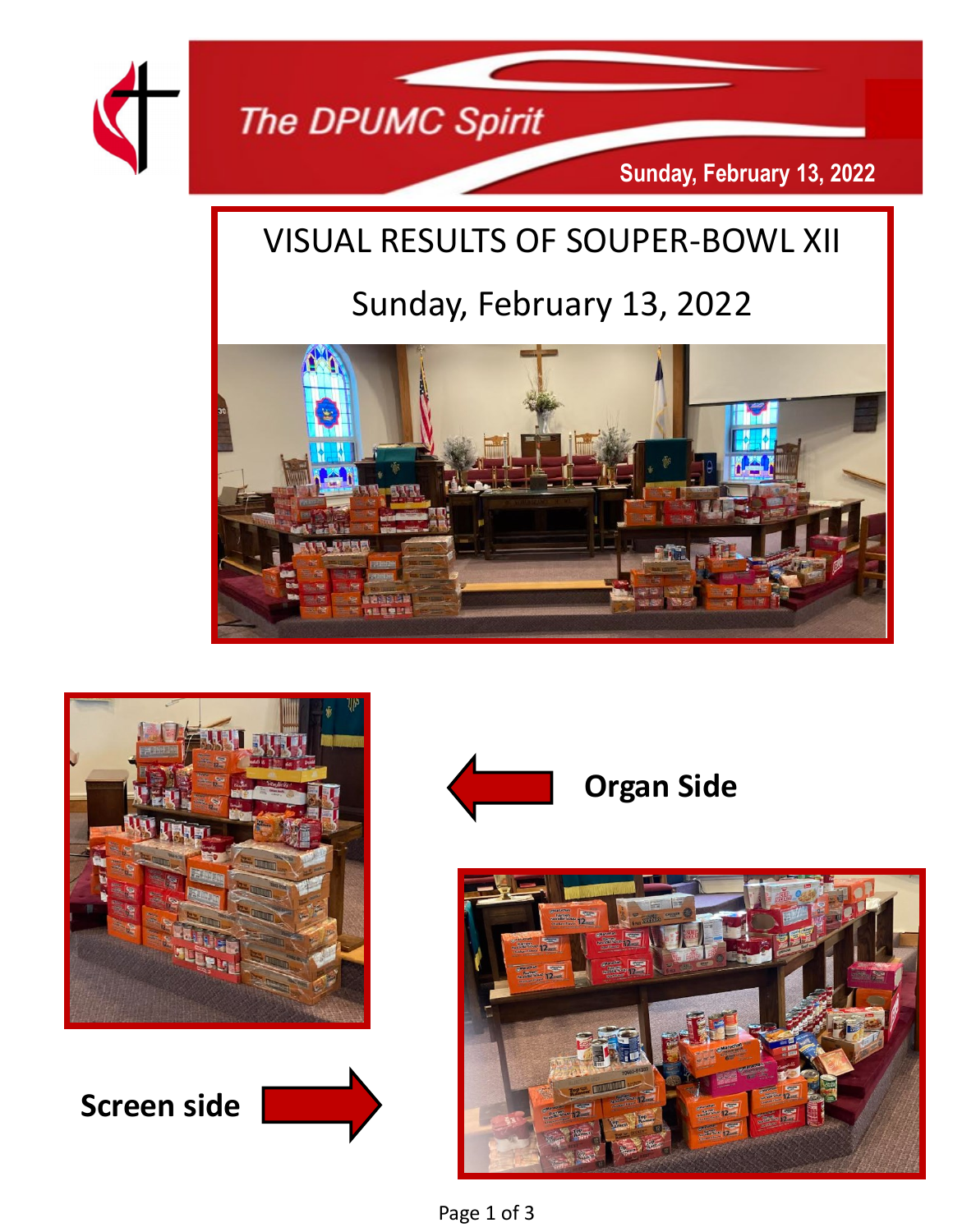# The DPUMC Spirit

**Sunday, February 13, 2022**

## VISUAL RESULTS OF SOUPER-BOWL XII

Sunday, February 13, 2022

**Organ Side**

**Screen side**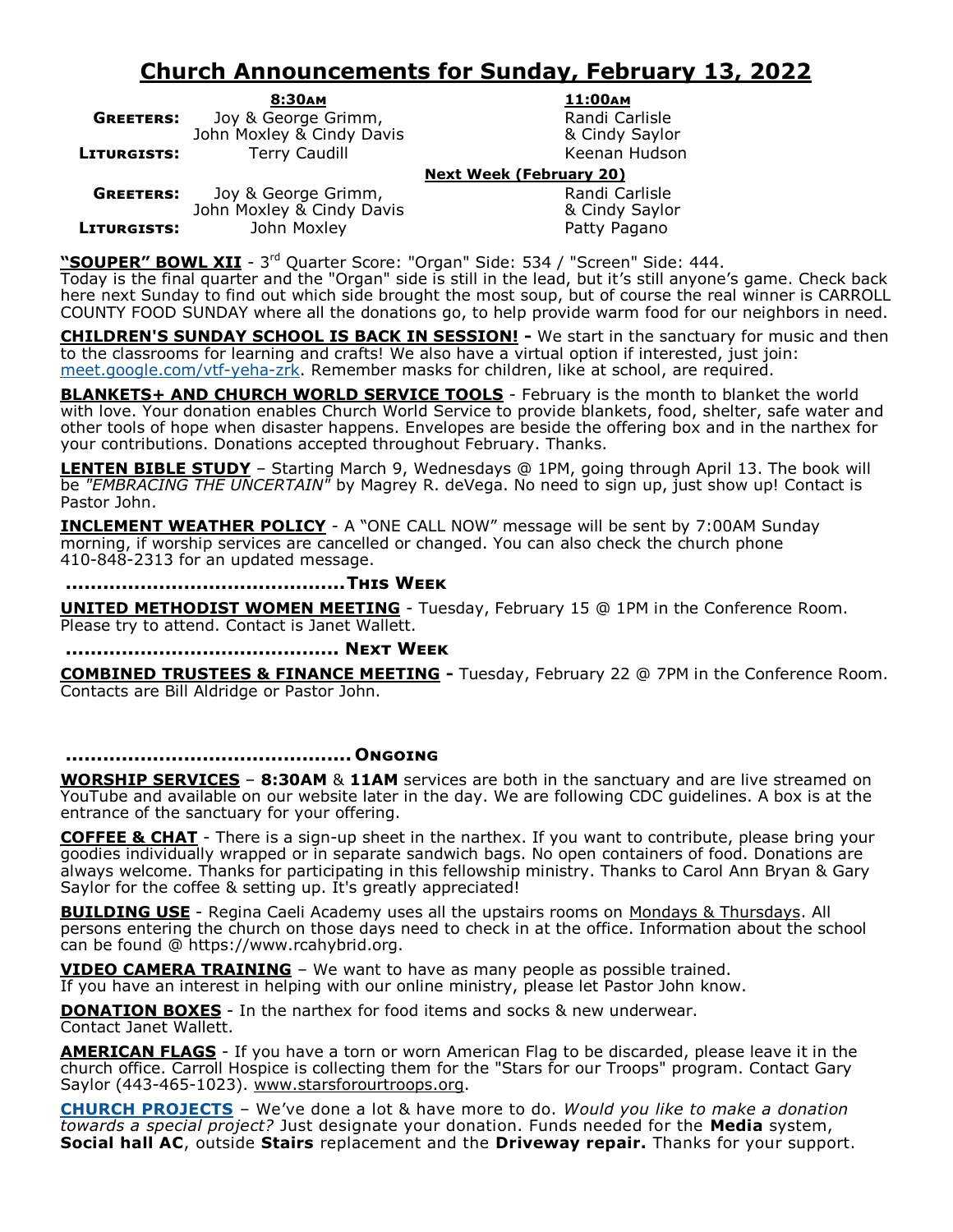# Church Announcements for Sunday, February 13, 2022

| | 8:30AM | 11:00AM |
|---|---|---|
| **GREETERS:** | Joy & George Grimm, John Moxley & Cindy Davis | Randi Carlisle & Cindy Saylor |
| **LITURGISTS:** | Terry Caudill | Keenan Hudson |
| | **Next Week (February 20)** | |
| **GREETERS:** | Joy & George Grimm, John Moxley & Cindy Davis | Randi Carlisle & Cindy Saylor |
| **LITURGISTS:** | John Moxley | Patty Pagano |

**"SOUPER" BOWL XII** - 3rd Quarter Score: "Organ" Side: 534 / "Screen" Side: 444. Today is the final quarter and the "Organ" side is still in the lead, but it's still anyone's game. Check back here next Sunday to find out which side brought the most soup, but of course the real winner is CARROLL COUNTY FOOD SUNDAY where all the donations go, to help provide warm food for our neighbors in need.

**CHILDREN'S SUNDAY SCHOOL IS BACK IN SESSION! -** We start in the sanctuary for music and then to the classrooms for learning and crafts! We also have a virtual option if interested, just join: meet.google.com/vtf-yeha-zrk. Remember masks for children, like at school, are required.

**BLANKETS+ AND CHURCH WORLD SERVICE TOOLS** - February is the month to blanket the world with love. Your donation enables Church World Service to provide blankets, food, shelter, safe water and other tools of hope when disaster happens. Envelopes are beside the offering box and in the narthex for your contributions. Donations accepted throughout February. Thanks.

**LENTEN BIBLE STUDY** – Starting March 9, Wednesdays @ 1PM, going through April 13. The book will be *"EMBRACING THE UNCERTAIN"* by Magrey R. deVega. No need to sign up, just show up! Contact is Pastor John.

**INCLEMENT WEATHER POLICY** - A "ONE CALL NOW" message will be sent by 7:00AM Sunday morning, if worship services are cancelled or changed. You can also check the church phone 410-848-2313 for an updated message.

## ............................................This Week

**UNITED METHODIST WOMEN MEETING** - Tuesday, February 15 @ 1PM in the Conference Room. Please try to attend. Contact is Janet Wallett.

## ........................................... Next Week

**COMBINED TRUSTEES & FINANCE MEETING -** Tuesday, February 22 @ 7PM in the Conference Room. Contacts are Bill Aldridge or Pastor John.

## .............................................Ongoing

**WORSHIP SERVICES** – **8:30AM** & **11AM** services are both in the sanctuary and are live streamed on YouTube and available on our website later in the day. We are following CDC guidelines. A box is at the entrance of the sanctuary for your offering.

**COFFEE & CHAT** - There is a sign-up sheet in the narthex. If you want to contribute, please bring your goodies individually wrapped or in separate sandwich bags. No open containers of food. Donations are always welcome. Thanks for participating in this fellowship ministry. Thanks to Carol Ann Bryan & Gary Saylor for the coffee & setting up. It's greatly appreciated!

**BUILDING USE** - Regina Caeli Academy uses all the upstairs rooms on Mondays & Thursdays. All persons entering the church on those days need to check in at the office. Information about the school can be found @ https://www.rcahybrid.org.

**VIDEO CAMERA TRAINING** – We want to have as many people as possible trained. If you have an interest in helping with our online ministry, please let Pastor John know.

**DONATION BOXES** - In the narthex for food items and socks & new underwear. Contact Janet Wallett.

**AMERICAN FLAGS** - If you have a torn or worn American Flag to be discarded, please leave it in the church office. Carroll Hospice is collecting them for the "Stars for our Troops" program. Contact Gary Saylor (443-465-1023). www.starsforourtroops.org.

**CHURCH PROJECTS** – We've done a lot & have more to do. *Would you like to make a donation towards a special project?* Just designate your donation. Funds needed for the **Media** system, **Social hall AC**, outside **Stairs** replacement and the **Driveway repair.** Thanks for your support.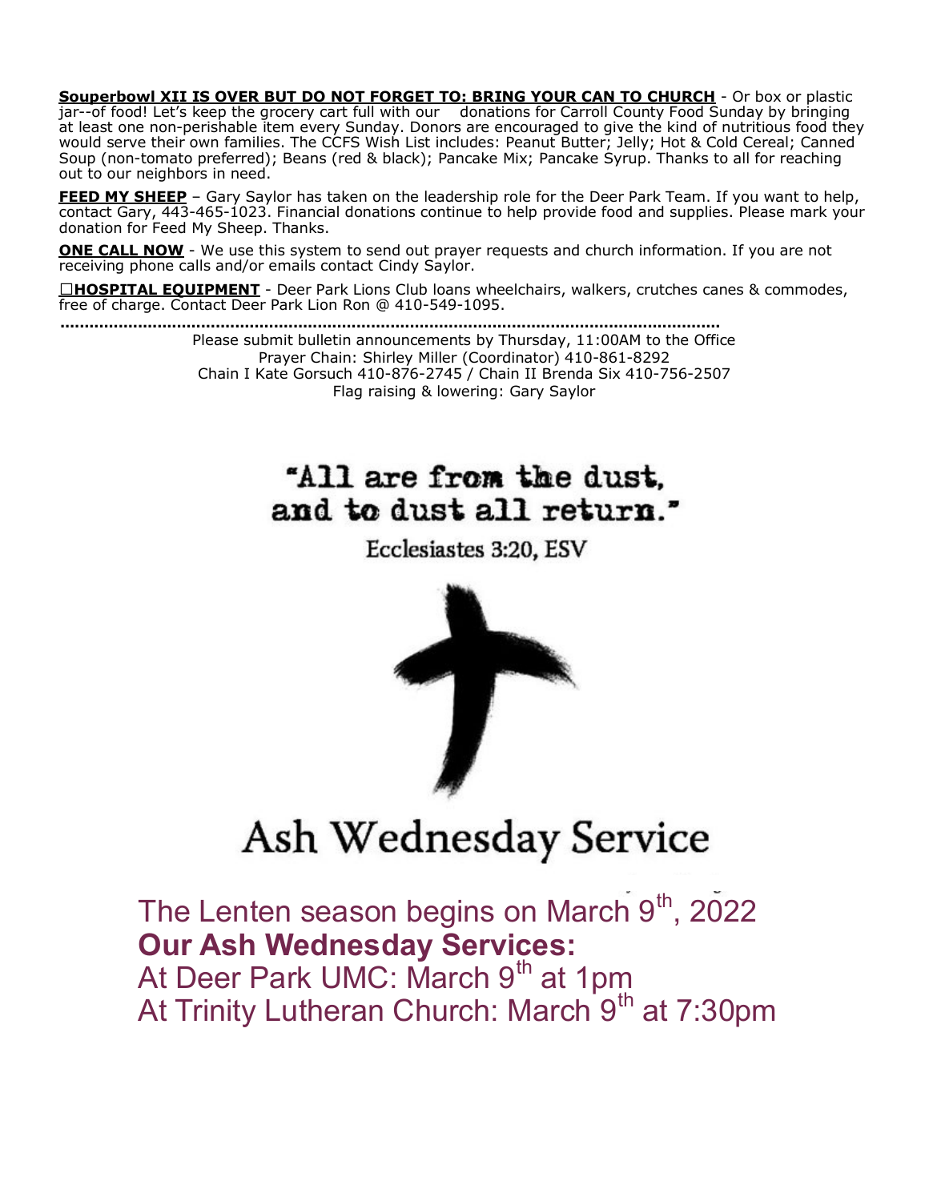**<u>Souperbowl XII IS OVER BUT DO NOT FORGET TO: BRING YOUR CAN TO CHURCH</u>** - Or box or plastic jar--of food! Let's keep the grocery cart full with our donations for Carroll County Food Sunday by bringing at least one non-perishable item every Sunday. Donors are encouraged to give the kind of nutritious food they would serve their own families. The CCFS Wish List includes: Peanut Butter; Jelly; Hot & Cold Cereal; Canned Soup (non-tomato preferred); Beans (red & black); Pancake Mix; Pancake Syrup. Thanks to all for reaching out to our neighbors in need.

**<u>FEED MY SHEEP</u>** – Gary Saylor has taken on the leadership role for the Deer Park Team. If you want to help, contact Gary, 443-465-1023. Financial donations continue to help provide food and supplies. Please mark your donation for Feed My Sheep. Thanks.

**<u>ONE CALL NOW</u>** - We use this system to send out prayer requests and church information. If you are not receiving phone calls and/or emails contact Cindy Saylor.

☐**<u>HOSPITAL EQUIPMENT</u>** - Deer Park Lions Club loans wheelchairs, walkers, crutches canes & commodes, free of charge. Contact Deer Park Lion Ron @ 410-549-1095.

........................................................................................................................................

Please submit bulletin announcements by Thursday, 11:00AM to the Office
Prayer Chain: Shirley Miller (Coordinator) 410-861-8292
Chain I Kate Gorsuch 410-876-2745 / Chain II Brenda Six 410-756-2507
Flag raising & lowering: Gary Saylor

"All are from the dust, and to dust all return."

Ecclesiastes 3:20, ESV

# Ash Wednesday Service

The Lenten season begins on March 9th, 2022

**Our Ash Wednesday Services:**

At Deer Park UMC: March 9th at 1pm

At Trinity Lutheran Church: March 9th at 7:30pm